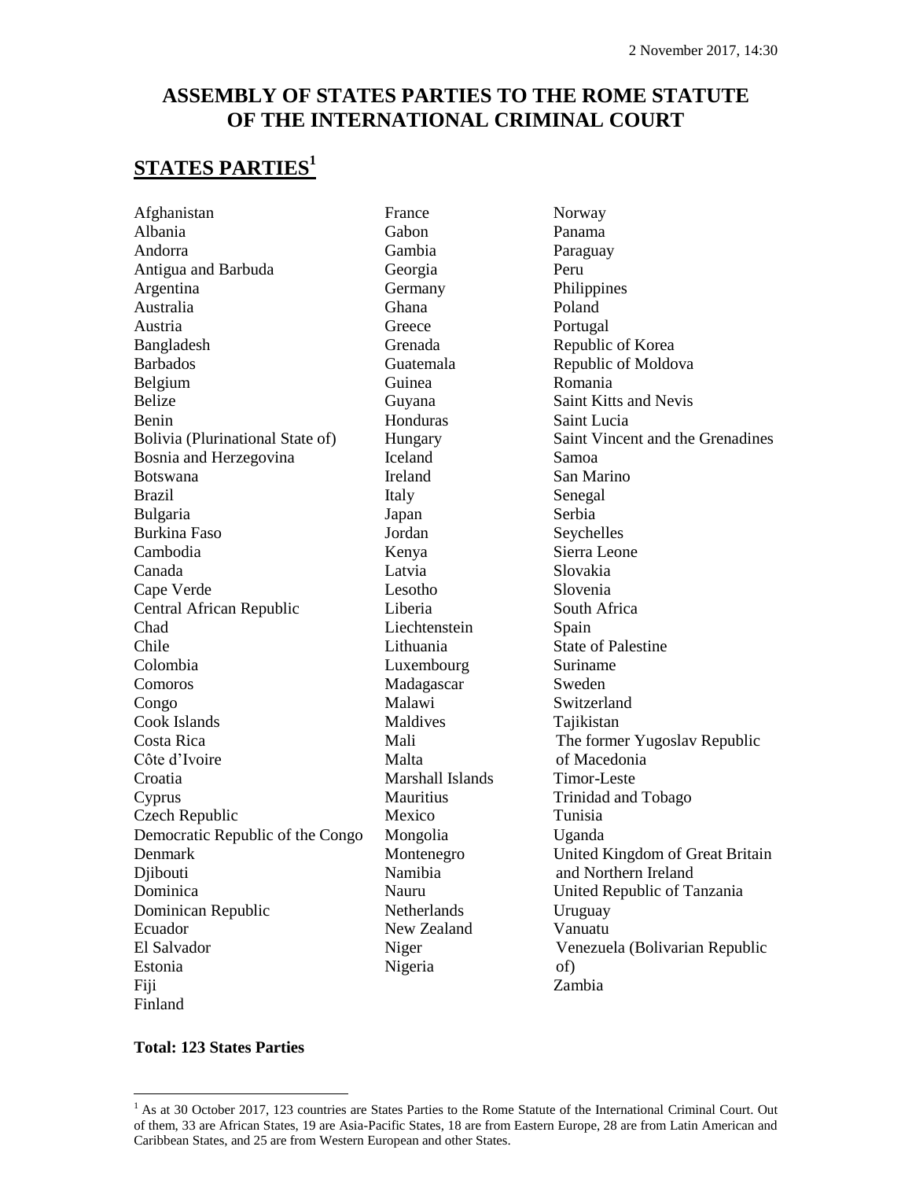2 November 2017, 14:30

# ASSEMBLY OF STATES PARTIES TO THE ROME STATUTE OF THE INTERNATIONAL CRIMINAL COURT

## STATES PARTIES[1]

Afghanistan
Albania
Andorra
Antigua and Barbuda
Argentina
Australia
Austria
Bangladesh
Barbados
Belgium
Belize
Benin
Bolivia (Plurinational State of)
Bosnia and Herzegovina
Botswana
Brazil
Bulgaria
Burkina Faso
Cambodia
Canada
Cape Verde
Central African Republic
Chad
Chile
Colombia
Comoros
Congo
Cook Islands
Costa Rica
Côte d'Ivoire
Croatia
Cyprus
Czech Republic
Democratic Republic of the Congo
Denmark
Djibouti
Dominica
Dominican Republic
Ecuador
El Salvador
Estonia
Fiji
Finland
France
Gabon
Gambia
Georgia
Germany
Ghana
Greece
Grenada
Guatemala
Guinea
Guyana
Honduras
Hungary
Iceland
Ireland
Italy
Japan
Jordan
Kenya
Latvia
Lesotho
Liberia
Liechtenstein
Lithuania
Luxembourg
Madagascar
Malawi
Maldives
Mali
Malta
Marshall Islands
Mauritius
Mexico
Mongolia
Montenegro
Namibia
Nauru
Netherlands
New Zealand
Niger
Nigeria
Norway
Panama
Paraguay
Peru
Philippines
Poland
Portugal
Republic of Korea
Republic of Moldova
Romania
Saint Kitts and Nevis
Saint Lucia
Saint Vincent and the Grenadines
Samoa
San Marino
Senegal
Serbia
Seychelles
Sierra Leone
Slovakia
Slovenia
South Africa
Spain
State of Palestine
Suriname
Sweden
Switzerland
Tajikistan
The former Yugoslav Republic of Macedonia
Timor-Leste
Trinidad and Tobago
Tunisia
Uganda
United Kingdom of Great Britain and Northern Ireland
United Republic of Tanzania
Uruguay
Vanuatu
Venezuela (Bolivarian Republic of)
Zambia

**Total: 123 States Parties**

[1] As at 30 October 2017, 123 countries are States Parties to the Rome Statute of the International Criminal Court. Out of them, 33 are African States, 19 are Asia-Pacific States, 18 are from Eastern Europe, 28 are from Latin American and Caribbean States, and 25 are from Western European and other States.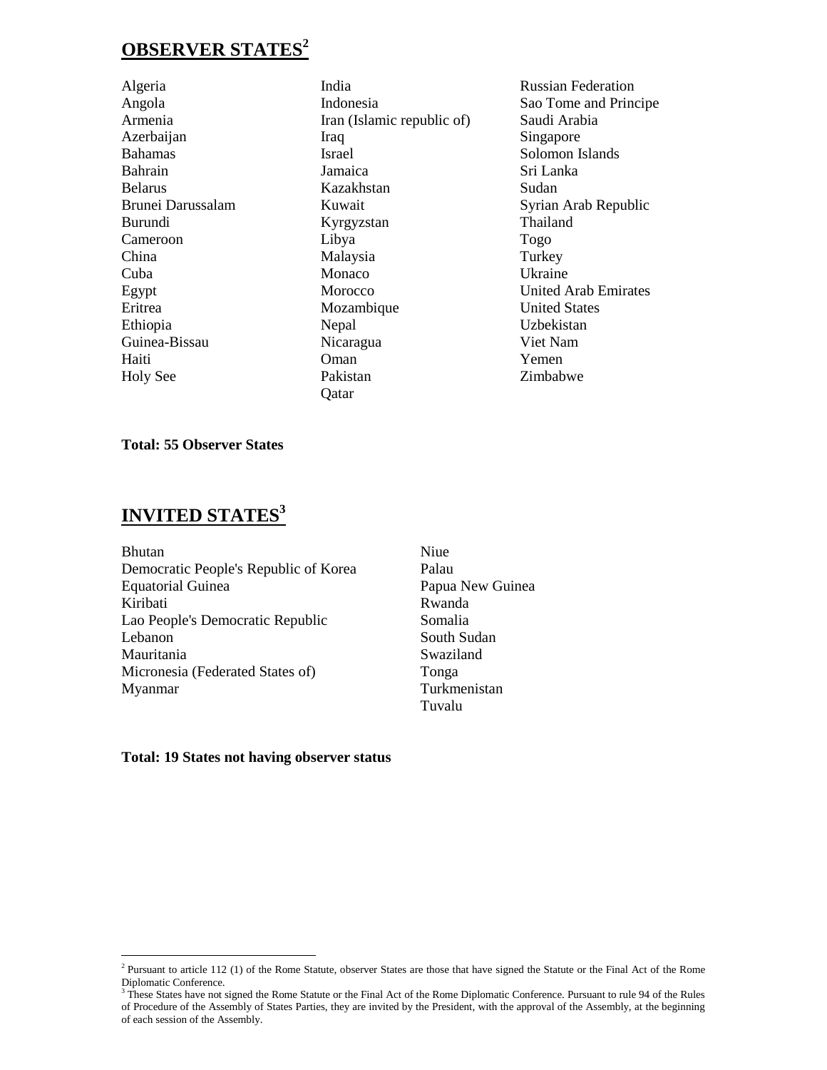## OBSERVER STATES[2]

Algeria
Angola
Armenia
Azerbaijan
Bahamas
Bahrain
Belarus
Brunei Darussalam
Burundi
Cameroon
China
Cuba
Egypt
Eritrea
Ethiopia
Guinea-Bissau
Haiti
Holy See
India
Indonesia
Iran (Islamic republic of)
Iraq
Israel
Jamaica
Kazakhstan
Kuwait
Kyrgyzstan
Libya
Malaysia
Monaco
Morocco
Mozambique
Nepal
Nicaragua
Oman
Pakistan
Qatar
Russian Federation
Sao Tome and Principe
Saudi Arabia
Singapore
Solomon Islands
Sri Lanka
Sudan
Syrian Arab Republic
Thailand
Togo
Turkey
Ukraine
United Arab Emirates
United States
Uzbekistan
Viet Nam
Yemen
Zimbabwe

**Total: 55 Observer States**

## INVITED STATES[3]

Bhutan
Democratic People's Republic of Korea
Equatorial Guinea
Kiribati
Lao People's Democratic Republic
Lebanon
Mauritania
Micronesia (Federated States of)
Myanmar
Niue
Palau
Papua New Guinea
Rwanda
Somalia
South Sudan
Swaziland
Tonga
Turkmenistan
Tuvalu

**Total: 19 States not having observer status**

---

[2] Pursuant to article 112 (1) of the Rome Statute, observer States are those that have signed the Statute or the Final Act of the Rome Diplomatic Conference.

[3] These States have not signed the Rome Statute or the Final Act of the Rome Diplomatic Conference. Pursuant to rule 94 of the Rules of Procedure of the Assembly of States Parties, they are invited by the President, with the approval of the Assembly, at the beginning of each session of the Assembly.